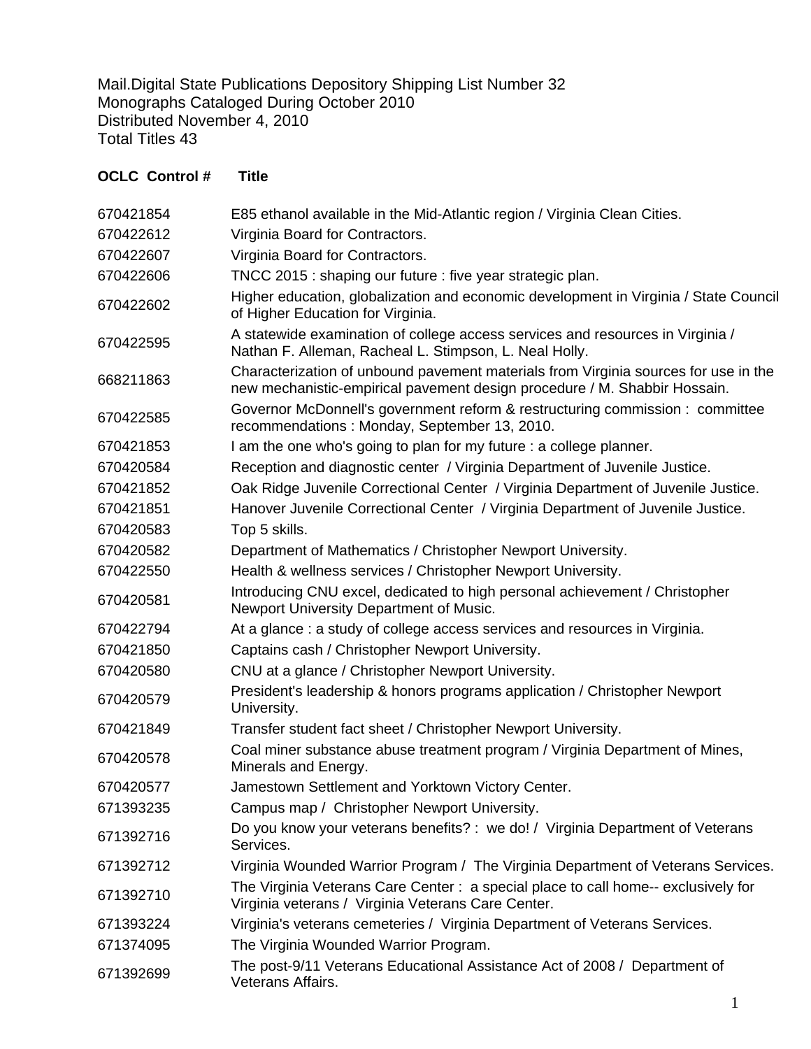Mail.Digital State Publications Depository Shipping List Number 32
Monographs Cataloged During October 2010
Distributed November 4, 2010
Total Titles 43

| OCLC Control # | Title |
|---|---|
| 670421854 | E85 ethanol available in the Mid-Atlantic region / Virginia Clean Cities. |
| 670422612 | Virginia Board for Contractors. |
| 670422607 | Virginia Board for Contractors. |
| 670422606 | TNCC 2015 : shaping our future : five year strategic plan. |
| 670422602 | Higher education, globalization and economic development in Virginia / State Council of Higher Education for Virginia. |
| 670422595 | A statewide examination of college access services and resources in Virginia / Nathan F. Alleman, Racheal L. Stimpson, L. Neal Holly. |
| 668211863 | Characterization of unbound pavement materials from Virginia sources for use in the new mechanistic-empirical pavement design procedure / M. Shabbir Hossain. |
| 670422585 | Governor McDonnell's government reform & restructuring commission : committee recommendations : Monday, September 13, 2010. |
| 670421853 | I am the one who's going to plan for my future : a college planner. |
| 670420584 | Reception and diagnostic center / Virginia Department of Juvenile Justice. |
| 670421852 | Oak Ridge Juvenile Correctional Center / Virginia Department of Juvenile Justice. |
| 670421851 | Hanover Juvenile Correctional Center / Virginia Department of Juvenile Justice. |
| 670420583 | Top 5 skills. |
| 670420582 | Department of Mathematics / Christopher Newport University. |
| 670422550 | Health & wellness services / Christopher Newport University. |
| 670420581 | Introducing CNU excel, dedicated to high personal achievement / Christopher Newport University Department of Music. |
| 670422794 | At a glance : a study of college access services and resources in Virginia. |
| 670421850 | Captains cash / Christopher Newport University. |
| 670420580 | CNU at a glance / Christopher Newport University. |
| 670420579 | President's leadership & honors programs application / Christopher Newport University. |
| 670421849 | Transfer student fact sheet / Christopher Newport University. |
| 670420578 | Coal miner substance abuse treatment program / Virginia Department of Mines, Minerals and Energy. |
| 670420577 | Jamestown Settlement and Yorktown Victory Center. |
| 671393235 | Campus map / Christopher Newport University. |
| 671392716 | Do you know your veterans benefits? : we do! / Virginia Department of Veterans Services. |
| 671392712 | Virginia Wounded Warrior Program / The Virginia Department of Veterans Services. |
| 671392710 | The Virginia Veterans Care Center : a special place to call home-- exclusively for Virginia veterans / Virginia Veterans Care Center. |
| 671393224 | Virginia's veterans cemeteries / Virginia Department of Veterans Services. |
| 671374095 | The Virginia Wounded Warrior Program. |
| 671392699 | The post-9/11 Veterans Educational Assistance Act of 2008 / Department of Veterans Affairs. |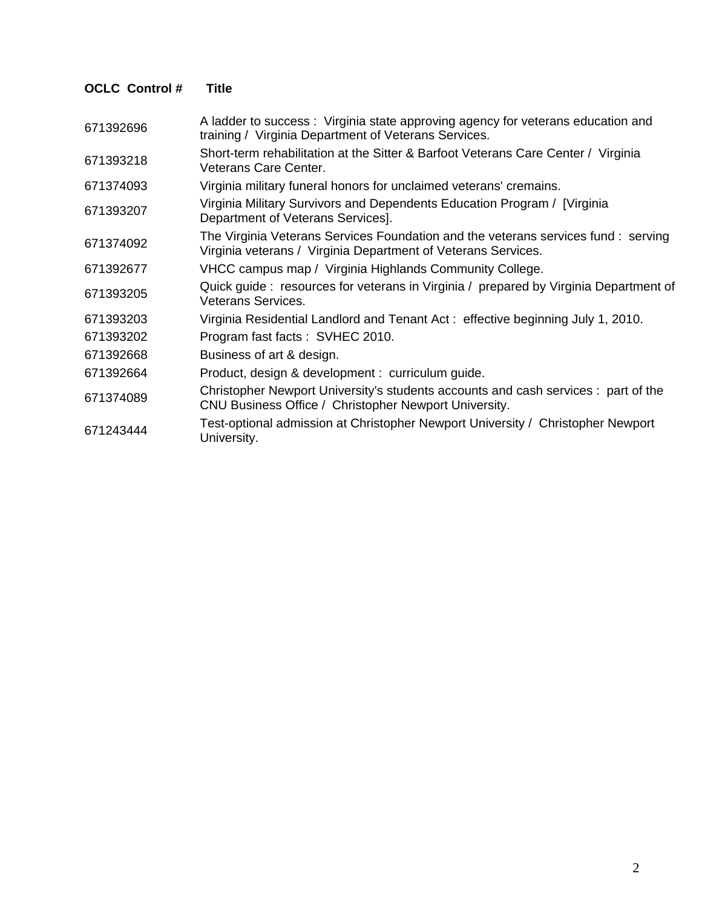| OCLC Control # | Title |
| --- | --- |
| 671392696 | A ladder to success : Virginia state approving agency for veterans education and training / Virginia Department of Veterans Services. |
| 671393218 | Short-term rehabilitation at the Sitter & Barfoot Veterans Care Center / Virginia Veterans Care Center. |
| 671374093 | Virginia military funeral honors for unclaimed veterans' cremains. |
| 671393207 | Virginia Military Survivors and Dependents Education Program / [Virginia Department of Veterans Services]. |
| 671374092 | The Virginia Veterans Services Foundation and the veterans services fund : serving Virginia veterans / Virginia Department of Veterans Services. |
| 671392677 | VHCC campus map / Virginia Highlands Community College. |
| 671393205 | Quick guide : resources for veterans in Virginia / prepared by Virginia Department of Veterans Services. |
| 671393203 | Virginia Residential Landlord and Tenant Act : effective beginning July 1, 2010. |
| 671393202 | Program fast facts : SVHEC 2010. |
| 671392668 | Business of art & design. |
| 671392664 | Product, design & development : curriculum guide. |
| 671374089 | Christopher Newport University's students accounts and cash services : part of the CNU Business Office / Christopher Newport University. |
| 671243444 | Test-optional admission at Christopher Newport University / Christopher Newport University. |